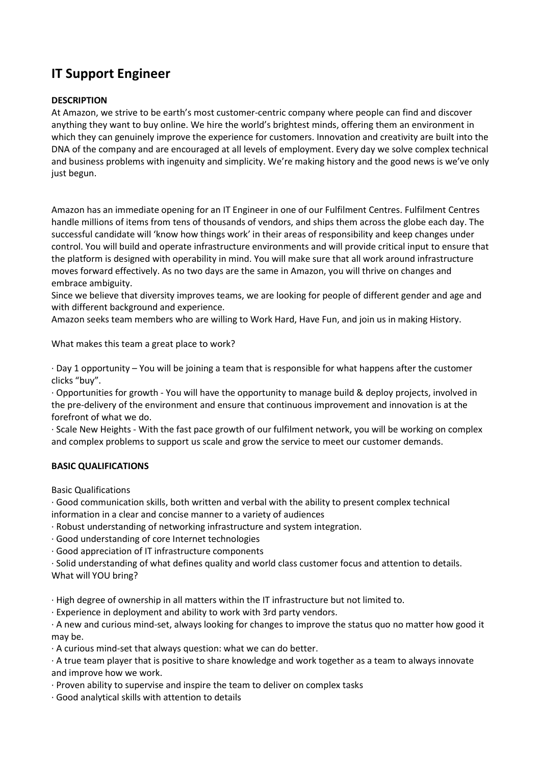# IT Support Engineer

**DESCRIPTION**

At Amazon, we strive to be earth's most customer-centric company where people can find and discover anything they want to buy online. We hire the world's brightest minds, offering them an environment in which they can genuinely improve the experience for customers. Innovation and creativity are built into the DNA of the company and are encouraged at all levels of employment. Every day we solve complex technical and business problems with ingenuity and simplicity. We're making history and the good news is we've only just begun.

Amazon has an immediate opening for an IT Engineer in one of our Fulfilment Centres. Fulfilment Centres handle millions of items from tens of thousands of vendors, and ships them across the globe each day. The successful candidate will 'know how things work' in their areas of responsibility and keep changes under control. You will build and operate infrastructure environments and will provide critical input to ensure that the platform is designed with operability in mind. You will make sure that all work around infrastructure moves forward effectively. As no two days are the same in Amazon, you will thrive on changes and embrace ambiguity.

Since we believe that diversity improves teams, we are looking for people of different gender and age and with different background and experience.

Amazon seeks team members who are willing to Work Hard, Have Fun, and join us in making History.

What makes this team a great place to work?

· Day 1 opportunity – You will be joining a team that is responsible for what happens after the customer clicks "buy".

· Opportunities for growth - You will have the opportunity to manage build & deploy projects, involved in the pre-delivery of the environment and ensure that continuous improvement and innovation is at the forefront of what we do.

· Scale New Heights - With the fast pace growth of our fulfilment network, you will be working on complex and complex problems to support us scale and grow the service to meet our customer demands.

**BASIC QUALIFICATIONS**

Basic Qualifications

· Good communication skills, both written and verbal with the ability to present complex technical information in a clear and concise manner to a variety of audiences

· Robust understanding of networking infrastructure and system integration.

· Good understanding of core Internet technologies

· Good appreciation of IT infrastructure components

· Solid understanding of what defines quality and world class customer focus and attention to details.

What will YOU bring?

· High degree of ownership in all matters within the IT infrastructure but not limited to.

· Experience in deployment and ability to work with 3rd party vendors.

· A new and curious mind-set, always looking for changes to improve the status quo no matter how good it may be.

· A curious mind-set that always question: what we can do better.

· A true team player that is positive to share knowledge and work together as a team to always innovate and improve how we work.

· Proven ability to supervise and inspire the team to deliver on complex tasks

· Good analytical skills with attention to details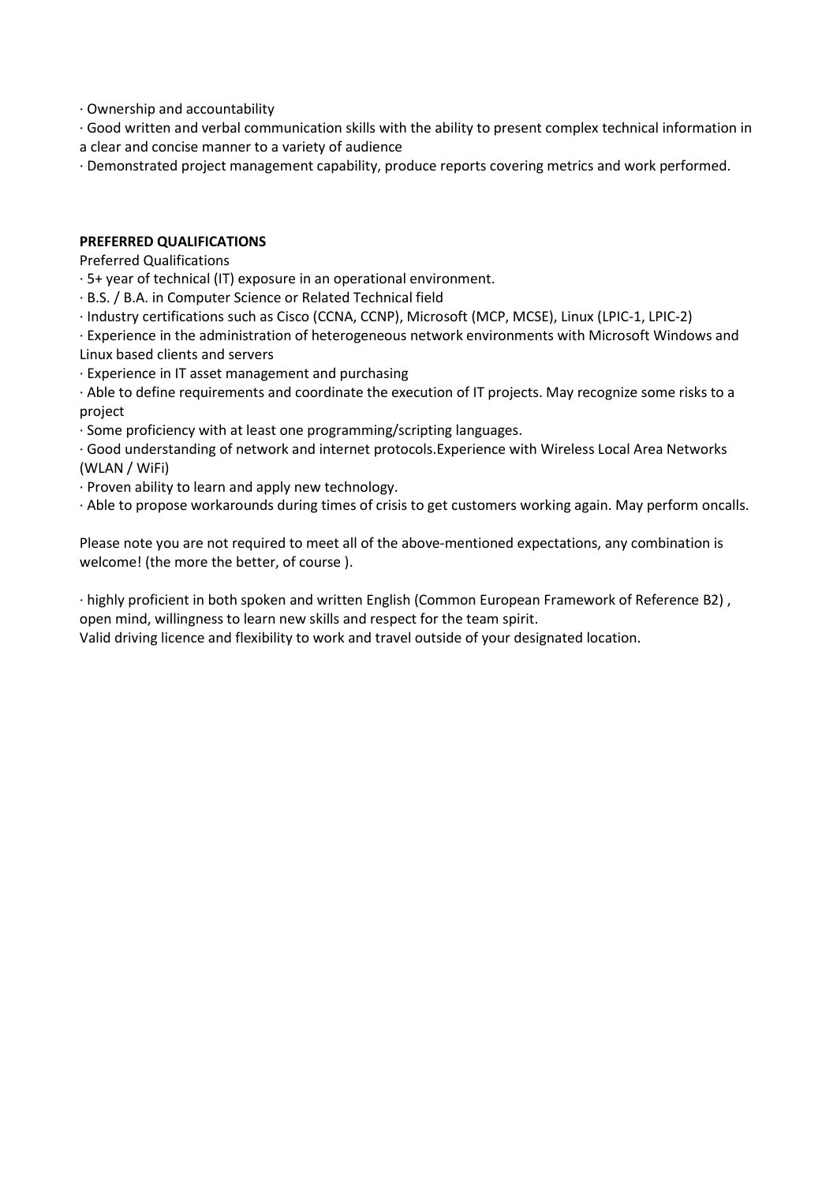· Ownership and accountability

· Good written and verbal communication skills with the ability to present complex technical information in a clear and concise manner to a variety of audience

· Demonstrated project management capability, produce reports covering metrics and work performed.

**PREFERRED QUALIFICATIONS**

Preferred Qualifications

· 5+ year of technical (IT) exposure in an operational environment.

· B.S. / B.A. in Computer Science or Related Technical field

· Industry certifications such as Cisco (CCNA, CCNP), Microsoft (MCP, MCSE), Linux (LPIC-1, LPIC-2)

· Experience in the administration of heterogeneous network environments with Microsoft Windows and Linux based clients and servers

· Experience in IT asset management and purchasing

· Able to define requirements and coordinate the execution of IT projects. May recognize some risks to a project

· Some proficiency with at least one programming/scripting languages.

· Good understanding of network and internet protocols.Experience with Wireless Local Area Networks (WLAN / WiFi)

· Proven ability to learn and apply new technology.

· Able to propose workarounds during times of crisis to get customers working again. May perform oncalls.

Please note you are not required to meet all of the above-mentioned expectations, any combination is welcome! (the more the better, of course ).

· highly proficient in both spoken and written English (Common European Framework of Reference B2) , open mind, willingness to learn new skills and respect for the team spirit.

Valid driving licence and flexibility to work and travel outside of your designated location.